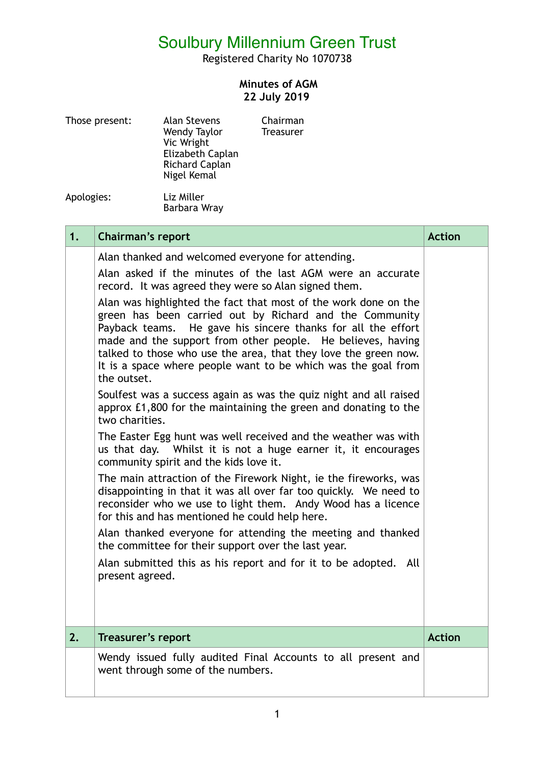# Soulbury Millennium Green Trust

Registered Charity No 1070738

**Minutes of AGM**
**22 July 2019**

| Those present: | | |
|---|---|---|
| | Alan Stevens | Chairman |
| | Wendy Taylor | Treasurer |
| | Vic Wright | |
| | Elizabeth Caplan | |
| | Richard Caplan | |
| | Nigel Kemal | |

| Apologies: | |
|---|---|
| | Liz Miller |
| | Barbara Wray |

| **1.** | **Chairman's report** | **Action** |
|---|---|---|
| | Alan thanked and welcomed everyone for attending.<br><br>Alan asked if the minutes of the last AGM were an accurate record. It was agreed they were so Alan signed them.<br><br>Alan was highlighted the fact that most of the work done on the green has been carried out by Richard and the Community Payback teams. He gave his sincere thanks for all the effort made and the support from other people. He believes, having talked to those who use the area, that they love the green now. It is a space where people want to be which was the goal from the outset.<br><br>Soulfest was a success again as was the quiz night and all raised approx £1,800 for the maintaining the green and donating to the two charities.<br><br>The Easter Egg hunt was well received and the weather was with us that day. Whilst it is not a huge earner it, it encourages community spirit and the kids love it.<br><br>The main attraction of the Firework Night, ie the fireworks, was disappointing in that it was all over far too quickly. We need to reconsider who we use to light them. Andy Wood has a licence for this and has mentioned he could help here.<br><br>Alan thanked everyone for attending the meeting and thanked the committee for their support over the last year.<br><br>Alan submitted this as his report and for it to be adopted. All present agreed. | |
| **2.** | **Treasurer's report** | **Action** |
| | Wendy issued fully audited Final Accounts to all present and went through some of the numbers. | |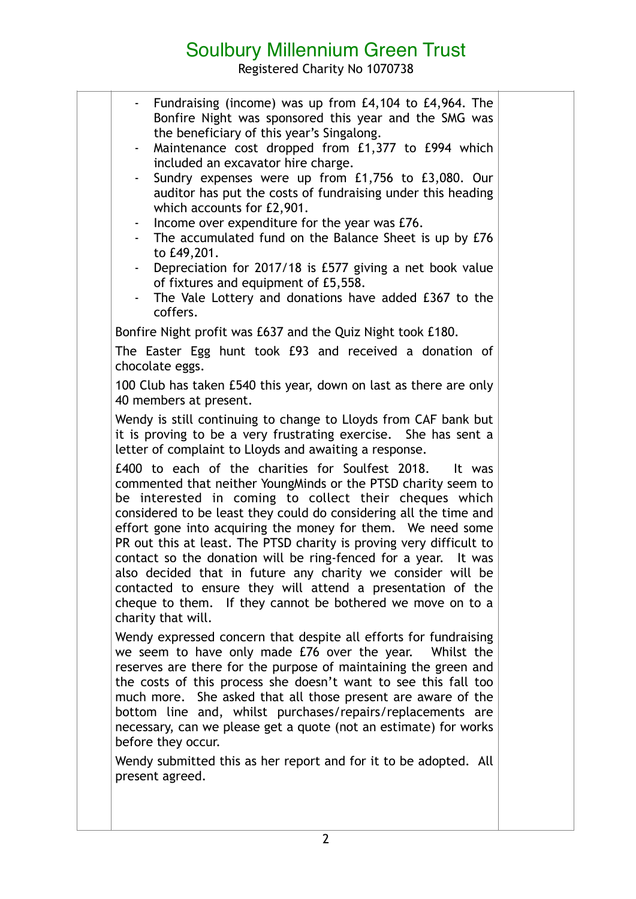# Soulbury Millennium Green Trust

Registered Charity No 1070738

- Fundraising (income) was up from £4,104 to £4,964. The Bonfire Night was sponsored this year and the SMG was the beneficiary of this year's Singalong.
- Maintenance cost dropped from £1,377 to £994 which included an excavator hire charge.
- Sundry expenses were up from £1,756 to £3,080. Our auditor has put the costs of fundraising under this heading which accounts for £2,901.
- Income over expenditure for the year was £76.
- The accumulated fund on the Balance Sheet is up by £76 to £49,201.
- Depreciation for 2017/18 is £577 giving a net book value of fixtures and equipment of £5,558.
- The Vale Lottery and donations have added £367 to the coffers.

Bonfire Night profit was £637 and the Quiz Night took £180.

The Easter Egg hunt took £93 and received a donation of chocolate eggs.

100 Club has taken £540 this year, down on last as there are only 40 members at present.

Wendy is still continuing to change to Lloyds from CAF bank but it is proving to be a very frustrating exercise. She has sent a letter of complaint to Lloyds and awaiting a response.

£400 to each of the charities for Soulfest 2018. It was commented that neither YoungMinds or the PTSD charity seem to be interested in coming to collect their cheques which considered to be least they could do considering all the time and effort gone into acquiring the money for them. We need some PR out this at least. The PTSD charity is proving very difficult to contact so the donation will be ring-fenced for a year. It was also decided that in future any charity we consider will be contacted to ensure they will attend a presentation of the cheque to them. If they cannot be bothered we move on to a charity that will.

Wendy expressed concern that despite all efforts for fundraising we seem to have only made £76 over the year. Whilst the reserves are there for the purpose of maintaining the green and the costs of this process she doesn't want to see this fall too much more. She asked that all those present are aware of the bottom line and, whilst purchases/repairs/replacements are necessary, can we please get a quote (not an estimate) for works before they occur.

Wendy submitted this as her report and for it to be adopted. All present agreed.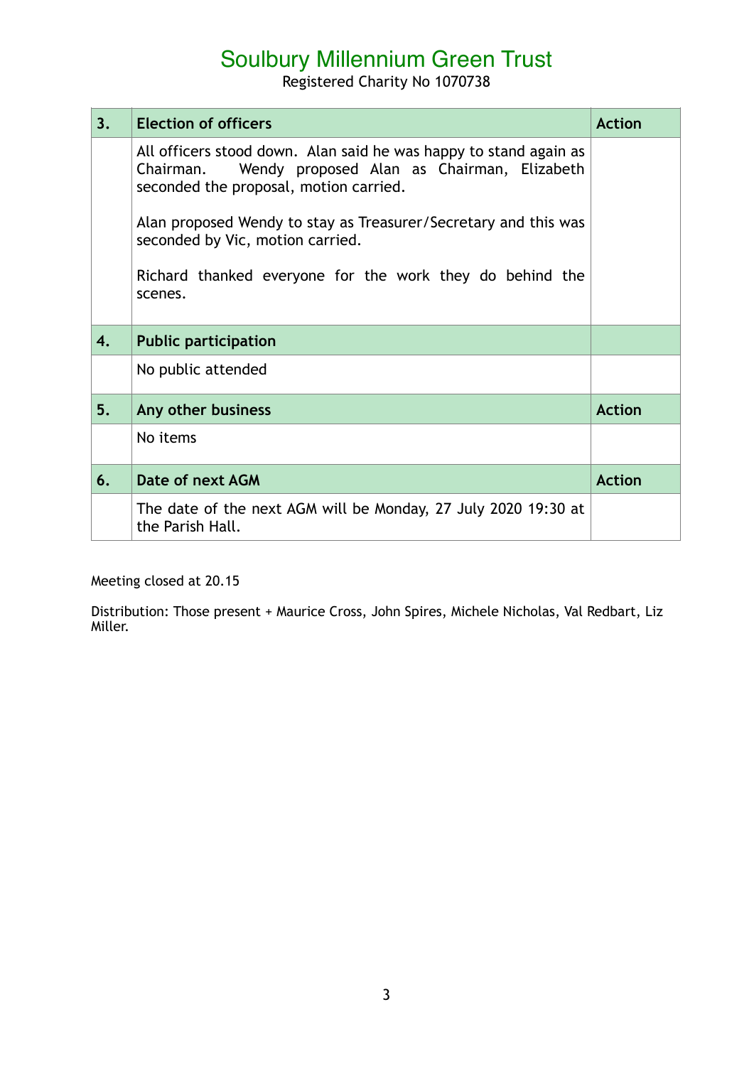# Soulbury Millennium Green Trust

Registered Charity No 1070738

| | | |
|---|---|---|
| **3.** | **Election of officers** | **Action** |
| | All officers stood down. Alan said he was happy to stand again as Chairman. Wendy proposed Alan as Chairman, Elizabeth seconded the proposal, motion carried.<br><br>Alan proposed Wendy to stay as Treasurer/Secretary and this was seconded by Vic, motion carried.<br><br>Richard thanked everyone for the work they do behind the scenes. | |
| **4.** | **Public participation** | |
| | No public attended | |
| **5.** | **Any other business** | **Action** |
| | No items | |
| **6.** | **Date of next AGM** | **Action** |
| | The date of the next AGM will be Monday, 27 July 2020 19:30 at the Parish Hall. | |

Meeting closed at 20.15

Distribution: Those present + Maurice Cross, John Spires, Michele Nicholas, Val Redbart, Liz Miller.